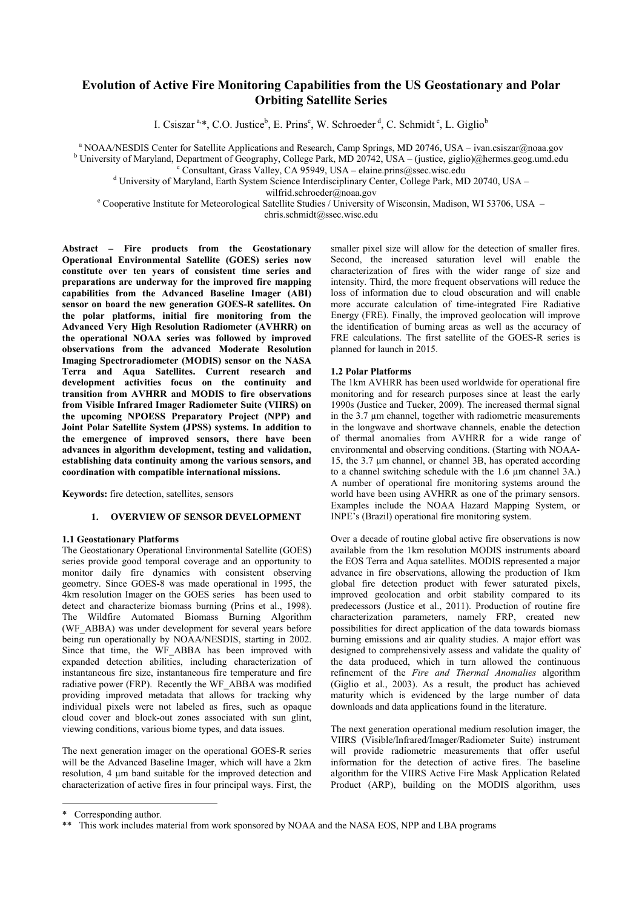# Evolution of Active Fire Monitoring Capabilities from the US Geostationary and Polar Orbiting Satellite Series

I. Csiszar [a,*], C.O. Justice[b], E. Prins[c], W. Schroeder [d], C. Schmidt [e], L. Giglio[b]

[a] NOAA/NESDIS Center for Satellite Applications and Research, Camp Springs, MD 20746, USA – ivan.csiszar@noaa.gov

[b] University of Maryland, Department of Geography, College Park, MD 20742, USA – (justice, giglio)@hermes.geog.umd.edu

[c] Consultant, Grass Valley, CA 95949, USA – elaine.prins@ssec.wisc.edu

[d] University of Maryland, Earth System Science Interdisciplinary Center, College Park, MD 20740, USA – wilfrid.schroeder@noaa.gov

[e] Cooperative Institute for Meteorological Satellite Studies / University of Wisconsin, Madison, WI 53706, USA – chris.schmidt@ssec.wisc.edu

**Abstract – Fire products from the Geostationary Operational Environmental Satellite (GOES) series now constitute over ten years of consistent time series and preparations are underway for the improved fire mapping capabilities from the Advanced Baseline Imager (ABI) sensor on board the new generation GOES-R satellites. On the polar platforms, initial fire monitoring from the Advanced Very High Resolution Radiometer (AVHRR) on the operational NOAA series was followed by improved observations from the advanced Moderate Resolution Imaging Spectroradiometer (MODIS) sensor on the NASA Terra and Aqua Satellites. Current research and development activities focus on the continuity and transition from AVHRR and MODIS to fire observations from Visible Infrared Imager Radiometer Suite (VIIRS) on the upcoming NPOESS Preparatory Project (NPP) and Joint Polar Satellite System (JPSS) systems. In addition to the emergence of improved sensors, there have been advances in algorithm development, testing and validation, establishing data continuity among the various sensors, and coordination with compatible international missions.**

**Keywords:** fire detection, satellites, sensors

## 1. OVERVIEW OF SENSOR DEVELOPMENT

### 1.1 Geostationary Platforms

The Geostationary Operational Environmental Satellite (GOES) series provide good temporal coverage and an opportunity to monitor daily fire dynamics with consistent observing geometry. Since GOES-8 was made operational in 1995, the 4km resolution Imager on the GOES series has been used to detect and characterize biomass burning (Prins et al., 1998). The Wildfire Automated Biomass Burning Algorithm (WF_ABBA) was under development for several years before being run operationally by NOAA/NESDIS, starting in 2002. Since that time, the WF_ABBA has been improved with expanded detection abilities, including characterization of instantaneous fire size, instantaneous fire temperature and fire radiative power (FRP). Recently the WF_ABBA was modified providing improved metadata that allows for tracking why individual pixels were not labeled as fires, such as opaque cloud cover and block-out zones associated with sun glint, viewing conditions, various biome types, and data issues.

The next generation imager on the operational GOES-R series will be the Advanced Baseline Imager, which will have a 2km resolution, 4 µm band suitable for the improved detection and characterization of active fires in four principal ways. First, the smaller pixel size will allow for the detection of smaller fires. Second, the increased saturation level will enable the characterization of fires with the wider range of size and intensity. Third, the more frequent observations will reduce the loss of information due to cloud obscuration and will enable more accurate calculation of time-integrated Fire Radiative Energy (FRE). Finally, the improved geolocation will improve the identification of burning areas as well as the accuracy of FRE calculations. The first satellite of the GOES-R series is planned for launch in 2015.

### 1.2 Polar Platforms

The 1km AVHRR has been used worldwide for operational fire monitoring and for research purposes since at least the early 1990s (Justice and Tucker, 2009). The increased thermal signal in the 3.7 µm channel, together with radiometric measurements in the longwave and shortwave channels, enable the detection of thermal anomalies from AVHRR for a wide range of environmental and observing conditions. (Starting with NOAA-15, the 3.7 µm channel, or channel 3B, has operated according to a channel switching schedule with the 1.6 µm channel 3A.) A number of operational fire monitoring systems around the world have been using AVHRR as one of the primary sensors. Examples include the NOAA Hazard Mapping System, or INPE's (Brazil) operational fire monitoring system.

Over a decade of routine global active fire observations is now available from the 1km resolution MODIS instruments aboard the EOS Terra and Aqua satellites. MODIS represented a major advance in fire observations, allowing the production of 1km global fire detection product with fewer saturated pixels, improved geolocation and orbit stability compared to its predecessors (Justice et al., 2011). Production of routine fire characterization parameters, namely FRP, created new possibilities for direct application of the data towards biomass burning emissions and air quality studies. A major effort was designed to comprehensively assess and validate the quality of the data produced, which in turn allowed the continuous refinement of the *Fire and Thermal Anomalies* algorithm (Giglio et al., 2003). As a result, the product has achieved maturity which is evidenced by the large number of data downloads and data applications found in the literature.

The next generation operational medium resolution imager, the VIIRS (Visible/Infrared/Imager/Radiometer Suite) instrument will provide radiometric measurements that offer useful information for the detection of active fires. The baseline algorithm for the VIIRS Active Fire Mask Application Related Product (ARP), building on the MODIS algorithm, uses

\* Corresponding author.

\*\* This work includes material from work sponsored by NOAA and the NASA EOS, NPP and LBA programs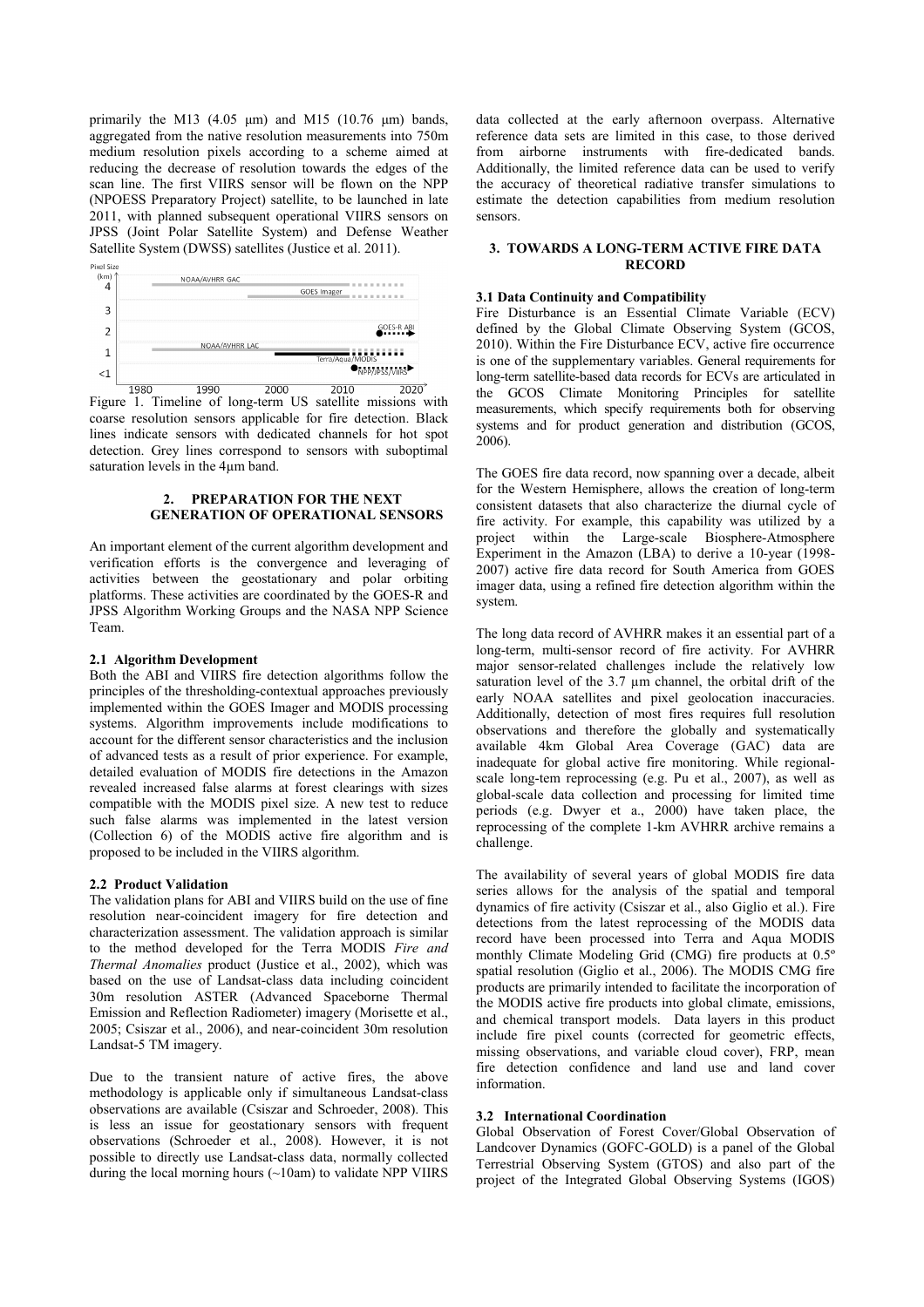primarily the M13 (4.05 μm) and M15 (10.76 μm) bands, aggregated from the native resolution measurements into 750m medium resolution pixels according to a scheme aimed at reducing the decrease of resolution towards the edges of the scan line. The first VIIRS sensor will be flown on the NPP (NPOESS Preparatory Project) satellite, to be launched in late 2011, with planned subsequent operational VIIRS sensors on JPSS (Joint Polar Satellite System) and Defense Weather Satellite System (DWSS) satellites (Justice et al. 2011).

Figure 1. Timeline of long-term US satellite missions with coarse resolution sensors applicable for fire detection. Black lines indicate sensors with dedicated channels for hot spot detection. Grey lines correspond to sensors with suboptimal saturation levels in the 4μm band.

## 2. PREPARATION FOR THE NEXT GENERATION OF OPERATIONAL SENSORS

An important element of the current algorithm development and verification efforts is the convergence and leveraging of activities between the geostationary and polar orbiting platforms. These activities are coordinated by the GOES-R and JPSS Algorithm Working Groups and the NASA NPP Science Team.

### 2.1 Algorithm Development

Both the ABI and VIIRS fire detection algorithms follow the principles of the thresholding-contextual approaches previously implemented within the GOES Imager and MODIS processing systems. Algorithm improvements include modifications to account for the different sensor characteristics and the inclusion of advanced tests as a result of prior experience. For example, detailed evaluation of MODIS fire detections in the Amazon revealed increased false alarms at forest clearings with sizes compatible with the MODIS pixel size. A new test to reduce such false alarms was implemented in the latest version (Collection 6) of the MODIS active fire algorithm and is proposed to be included in the VIIRS algorithm.

### 2.2 Product Validation

The validation plans for ABI and VIIRS build on the use of fine resolution near-coincident imagery for fire detection and characterization assessment. The validation approach is similar to the method developed for the Terra MODIS *Fire and Thermal Anomalies* product (Justice et al., 2002), which was based on the use of Landsat-class data including coincident 30m resolution ASTER (Advanced Spaceborne Thermal Emission and Reflection Radiometer) imagery (Morisette et al., 2005; Csiszar et al., 2006), and near-coincident 30m resolution Landsat-5 TM imagery.

Due to the transient nature of active fires, the above methodology is applicable only if simultaneous Landsat-class observations are available (Csiszar and Schroeder, 2008). This is less an issue for geostationary sensors with frequent observations (Schroeder et al., 2008). However, it is not possible to directly use Landsat-class data, normally collected during the local morning hours (~10am) to validate NPP VIIRS data collected at the early afternoon overpass. Alternative reference data sets are limited in this case, to those derived from airborne instruments with fire-dedicated bands. Additionally, the limited reference data can be used to verify the accuracy of theoretical radiative transfer simulations to estimate the detection capabilities from medium resolution sensors.

## 3. TOWARDS A LONG-TERM ACTIVE FIRE DATA RECORD

### 3.1 Data Continuity and Compatibility

Fire Disturbance is an Essential Climate Variable (ECV) defined by the Global Climate Observing System (GCOS, 2010). Within the Fire Disturbance ECV, active fire occurrence is one of the supplementary variables. General requirements for long-term satellite-based data records for ECVs are articulated in the GCOS Climate Monitoring Principles for satellite measurements, which specify requirements both for observing systems and for product generation and distribution (GCOS, 2006).

The GOES fire data record, now spanning over a decade, albeit for the Western Hemisphere, allows the creation of long-term consistent datasets that also characterize the diurnal cycle of fire activity. For example, this capability was utilized by a project within the Large-scale Biosphere-Atmosphere Experiment in the Amazon (LBA) to derive a 10-year (1998-2007) active fire data record for South America from GOES imager data, using a refined fire detection algorithm within the system.

The long data record of AVHRR makes it an essential part of a long-term, multi-sensor record of fire activity. For AVHRR major sensor-related challenges include the relatively low saturation level of the 3.7 μm channel, the orbital drift of the early NOAA satellites and pixel geolocation inaccuracies. Additionally, detection of most fires requires full resolution observations and therefore the globally and systematically available 4km Global Area Coverage (GAC) data are inadequate for global active fire monitoring. While regional-scale long-tem reprocessing (e.g. Pu et al., 2007), as well as global-scale data collection and processing for limited time periods (e.g. Dwyer et a., 2000) have taken place, the reprocessing of the complete 1-km AVHRR archive remains a challenge.

The availability of several years of global MODIS fire data series allows for the analysis of the spatial and temporal dynamics of fire activity (Csiszar et al., also Giglio et al.). Fire detections from the latest reprocessing of the MODIS data record have been processed into Terra and Aqua MODIS monthly Climate Modeling Grid (CMG) fire products at 0.5º spatial resolution (Giglio et al., 2006). The MODIS CMG fire products are primarily intended to facilitate the incorporation of the MODIS active fire products into global climate, emissions, and chemical transport models. Data layers in this product include fire pixel counts (corrected for geometric effects, missing observations, and variable cloud cover), FRP, mean fire detection confidence and land use and land cover information.

### 3.2 International Coordination

Global Observation of Forest Cover/Global Observation of Landcover Dynamics (GOFC-GOLD) is a panel of the Global Terrestrial Observing System (GTOS) and also part of the project of the Integrated Global Observing Systems (IGOS)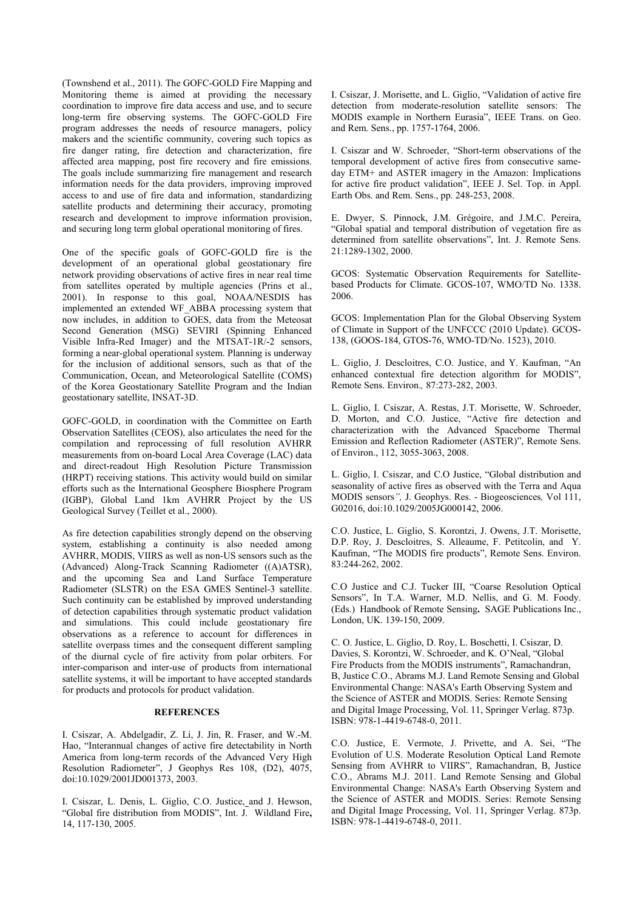(Townshend et al., 2011). The GOFC-GOLD Fire Mapping and Monitoring theme is aimed at providing the necessary coordination to improve fire data access and use, and to secure long-term fire observing systems. The GOFC-GOLD Fire program addresses the needs of resource managers, policy makers and the scientific community, covering such topics as fire danger rating, fire detection and characterization, fire affected area mapping, post fire recovery and fire emissions. The goals include summarizing fire management and research information needs for the data providers, improving improved access to and use of fire data and information, standardizing satellite products and determining their accuracy, promoting research and development to improve information provision, and securing long term global operational monitoring of fires.

One of the specific goals of GOFC-GOLD fire is the development of an operational global geostationary fire network providing observations of active fires in near real time from satellites operated by multiple agencies (Prins et al., 2001). In response to this goal, NOAA/NESDIS has implemented an extended WF_ABBA processing system that now includes, in addition to GOES, data from the Meteosat Second Generation (MSG) SEVIRI (Spinning Enhanced Visible Infra-Red Imager) and the MTSAT-1R/-2 sensors, forming a near-global operational system. Planning is underway for the inclusion of additional sensors, such as that of the Communication, Ocean, and Meteorological Satellite (COMS) of the Korea Geostationary Satellite Program and the Indian geostationary satellite, INSAT-3D.

GOFC-GOLD, in coordination with the Committee on Earth Observation Satellites (CEOS), also articulates the need for the compilation and reprocessing of full resolution AVHRR measurements from on-board Local Area Coverage (LAC) data and direct-readout High Resolution Picture Transmission (HRPT) receiving stations. This activity would build on similar efforts such as the International Geosphere Biosphere Program (IGBP), Global Land 1km AVHRR Project by the US Geological Survey (Teillet et al., 2000).

As fire detection capabilities strongly depend on the observing system, establishing a continuity is also needed among AVHRR, MODIS, VIIRS as well as non-US sensors such as the (Advanced) Along-Track Scanning Radiometer ((A)ATSR), and the upcoming Sea and Land Surface Temperature Radiometer (SLSTR) on the ESA GMES Sentinel-3 satellite. Such continuity can be established by improved understanding of detection capabilities through systematic product validation and simulations. This could include geostationary fire observations as a reference to account for differences in satellite overpass times and the consequent different sampling of the diurnal cycle of fire activity from polar orbiters. For inter-comparison and inter-use of products from international satellite systems, it will be important to have accepted standards for products and protocols for product validation.

## REFERENCES

I. Csiszar, A. Abdelgadir, Z. Li, J. Jin, R. Fraser, and W.-M. Hao, "Interannual changes of active fire detectability in North America from long-term records of the Advanced Very High Resolution Radiometer", J Geophys Res 108, (D2), 4075, doi:10.1029/2001JD001373, 2003.

I. Csiszar, L. Denis, L. Giglio, C.O. Justice, and J. Hewson, "Global fire distribution from MODIS", Int. J. Wildland Fire, 14, 117-130, 2005.

I. Csiszar, J. Morisette, and L. Giglio, "Validation of active fire detection from moderate-resolution satellite sensors: The MODIS example in Northern Eurasia", IEEE Trans. on Geo. and Rem. Sens., pp. 1757-1764, 2006.

I. Csiszar and W. Schroeder, "Short-term observations of the temporal development of active fires from consecutive same-day ETM+ and ASTER imagery in the Amazon: Implications for active fire product validation", IEEE J. Sel. Top. in Appl. Earth Obs. and Rem. Sens., pp. 248-253, 2008.

E. Dwyer, S. Pinnock, J.M. Grégoire, and J.M.C. Pereira, "Global spatial and temporal distribution of vegetation fire as determined from satellite observations", Int. J. Remote Sens. 21:1289-1302, 2000.

GCOS: Systematic Observation Requirements for Satellite-based Products for Climate. GCOS-107, WMO/TD No. 1338. 2006.

GCOS: Implementation Plan for the Global Observing System of Climate in Support of the UNFCCC (2010 Update). GCOS-138, (GOOS-184, GTOS-76, WMO-TD/No. 1523), 2010.

L. Giglio, J. Descloitres, C.O. Justice, and Y. Kaufman, "An enhanced contextual fire detection algorithm for MODIS", Remote Sens. Environ., 87:273-282, 2003.

L. Giglio, I. Csiszar, A. Restas, J.T. Morisette, W. Schroeder, D. Morton, and C.O. Justice, "Active fire detection and characterization with the Advanced Spaceborne Thermal Emission and Reflection Radiometer (ASTER)", Remote Sens. of Environ., 112, 3055-3063, 2008.

L. Giglio, I. Csiszar, and C.O Justice, "Global distribution and seasonality of active fires as observed with the Terra and Aqua MODIS sensors", J. Geophys. Res. - Biogeosciences, Vol 111, G02016, doi:10.1029/2005JG000142, 2006.

C.O. Justice, L. Giglio, S. Korontzi, J. Owens, J.T. Morisette, D.P. Roy, J. Descloitres, S. Alleaume, F. Petitcolin, and Y. Kaufman, "The MODIS fire products", Remote Sens. Environ. 83:244-262, 2002.

C.O Justice and C.J. Tucker III, "Coarse Resolution Optical Sensors", In T.A. Warner, M.D. Nellis, and G. M. Foody. (Eds.) Handbook of Remote Sensing. SAGE Publications Inc., London, UK. 139-150, 2009.

C. O. Justice, L. Giglio, D. Roy, L. Boschetti, I. Csiszar, D. Davies, S. Korontzi, W. Schroeder, and K. O'Neal, "Global Fire Products from the MODIS instruments", Ramachandran, B, Justice C.O., Abrams M.J. Land Remote Sensing and Global Environmental Change: NASA's Earth Observing System and the Science of ASTER and MODIS. Series: Remote Sensing and Digital Image Processing, Vol. 11, Springer Verlag. 873p. ISBN: 978-1-4419-6748-0, 2011.

C.O. Justice, E. Vermote, J. Privette, and A. Sei, "The Evolution of U.S. Moderate Resolution Optical Land Remote Sensing from AVHRR to VIIRS", Ramachandran, B, Justice C.O., Abrams M.J. 2011. Land Remote Sensing and Global Environmental Change: NASA's Earth Observing System and the Science of ASTER and MODIS. Series: Remote Sensing and Digital Image Processing, Vol. 11, Springer Verlag. 873p. ISBN: 978-1-4419-6748-0, 2011.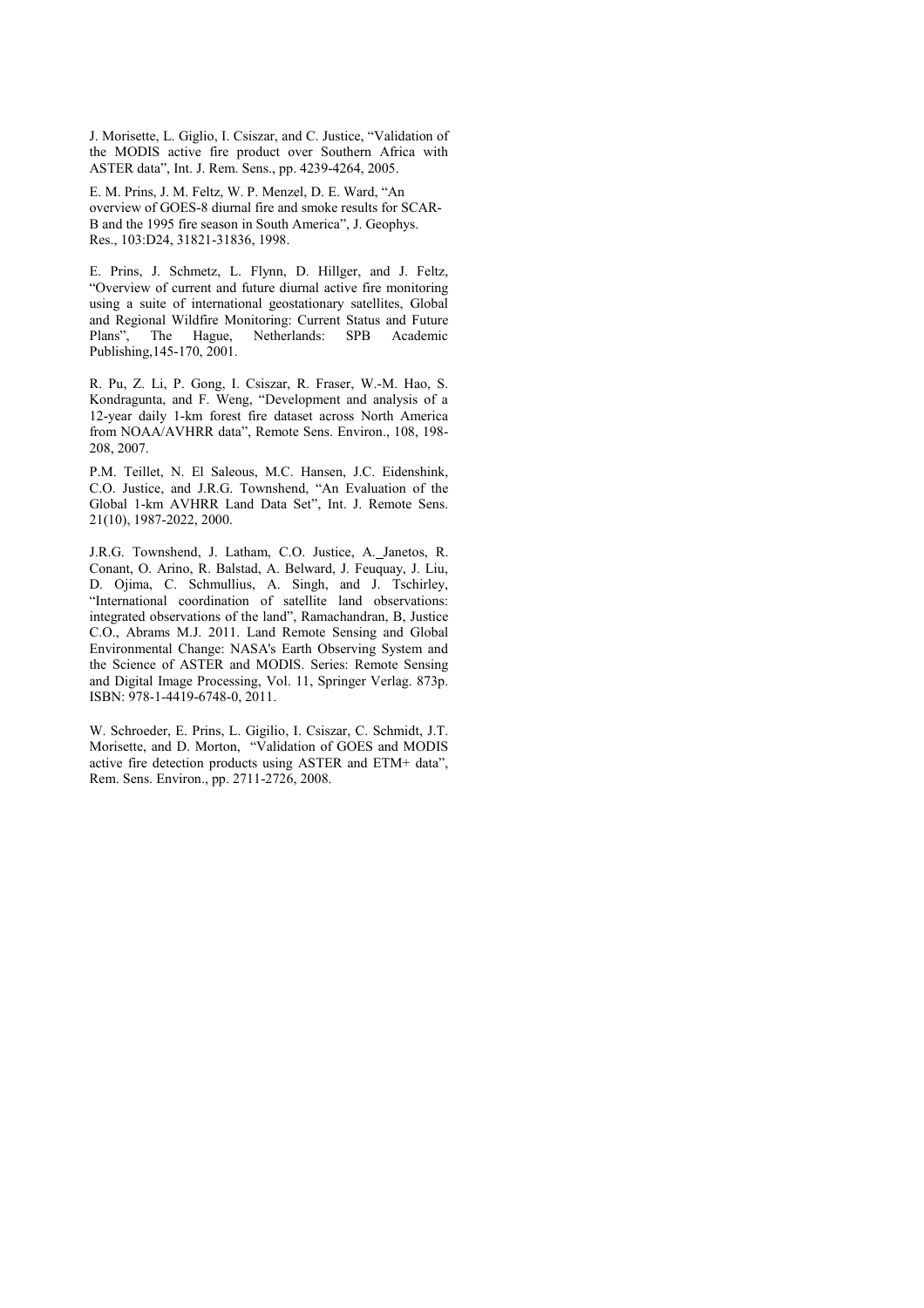J. Morisette, L. Giglio, I. Csiszar, and C. Justice, "Validation of the MODIS active fire product over Southern Africa with ASTER data", Int. J. Rem. Sens., pp. 4239-4264, 2005.

E. M. Prins, J. M. Feltz, W. P. Menzel, D. E. Ward, "An overview of GOES-8 diurnal fire and smoke results for SCAR-B and the 1995 fire season in South America", J. Geophys. Res., 103:D24, 31821-31836, 1998.

E. Prins, J. Schmetz, L. Flynn, D. Hillger, and J. Feltz, "Overview of current and future diurnal active fire monitoring using a suite of international geostationary satellites, Global and Regional Wildfire Monitoring: Current Status and Future Plans", The Hague, Netherlands: SPB Academic Publishing,145-170, 2001.

R. Pu, Z. Li, P. Gong, I. Csiszar, R. Fraser, W.-M. Hao, S. Kondragunta, and F. Weng, "Development and analysis of a 12-year daily 1-km forest fire dataset across North America from NOAA/AVHRR data", Remote Sens. Environ., 108, 198-208, 2007.

P.M. Teillet, N. El Saleous, M.C. Hansen, J.C. Eidenshink, C.O. Justice, and J.R.G. Townshend, "An Evaluation of the Global 1-km AVHRR Land Data Set", Int. J. Remote Sens. 21(10), 1987-2022, 2000.

J.R.G. Townshend, J. Latham, C.O. Justice, A. Janetos, R. Conant, O. Arino, R. Balstad, A. Belward, J. Feuquay, J. Liu, D. Ojima, C. Schmullius, A. Singh, and J. Tschirley, "International coordination of satellite land observations: integrated observations of the land", Ramachandran, B, Justice C.O., Abrams M.J. 2011. Land Remote Sensing and Global Environmental Change: NASA's Earth Observing System and the Science of ASTER and MODIS. Series: Remote Sensing and Digital Image Processing, Vol. 11, Springer Verlag. 873p. ISBN: 978-1-4419-6748-0, 2011.

W. Schroeder, E. Prins, L. Gigilio, I. Csiszar, C. Schmidt, J.T. Morisette, and D. Morton, "Validation of GOES and MODIS active fire detection products using ASTER and ETM+ data", Rem. Sens. Environ., pp. 2711-2726, 2008.